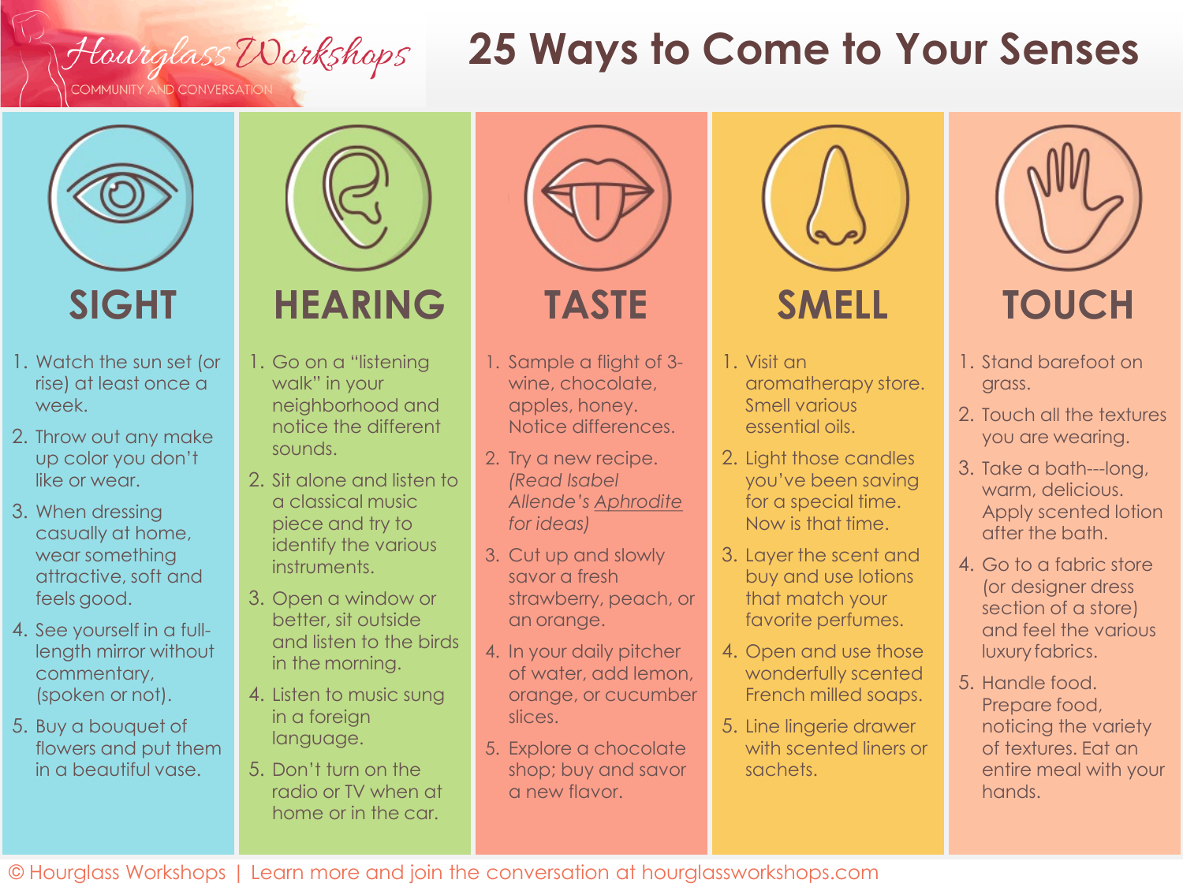Hourglass Workshops
COMMUNITY AND CONVERSATION

# 25 Ways to Come to Your Senses

## SIGHT

1. Watch the sun set (or rise) at least once a week.
2. Throw out any make up color you don't like or wear.
3. When dressing casually at home, wear something attractive, soft and feels good.
4. See yourself in a full-length mirror without commentary, (spoken or not).
5. Buy a bouquet of flowers and put them in a beautiful vase.

## HEARING

1. Go on a "listening walk" in your neighborhood and notice the different sounds.
2. Sit alone and listen to a classical music piece and try to identify the various instruments.
3. Open a window or better, sit outside and listen to the birds in the morning.
4. Listen to music sung in a foreign language.
5. Don't turn on the radio or TV when at home or in the car.

## TASTE

1. Sample a flight of 3- wine, chocolate, apples, honey. Notice differences.
2. Try a new recipe. *(Read Isabel Allende's Aphrodite for ideas)*
3. Cut up and slowly savor a fresh strawberry, peach, or an orange.
4. In your daily pitcher of water, add lemon, orange, or cucumber slices.
5. Explore a chocolate shop; buy and savor a new flavor.

## SMELL

1. Visit an aromatherapy store. Smell various essential oils.
2. Light those candles you've been saving for a special time. Now is that time.
3. Layer the scent and buy and use lotions that match your favorite perfumes.
4. Open and use those wonderfully scented French milled soaps.
5. Line lingerie drawer with scented liners or sachets.

## TOUCH

1. Stand barefoot on grass.
2. Touch all the textures you are wearing.
3. Take a bath---long, warm, delicious. Apply scented lotion after the bath.
4. Go to a fabric store (or designer dress section of a store) and feel the various luxury fabrics.
5. Handle food. Prepare food, noticing the variety of textures. Eat an entire meal with your hands.

© Hourglass Workshops | Learn more and join the conversation at hourglassworkshops.com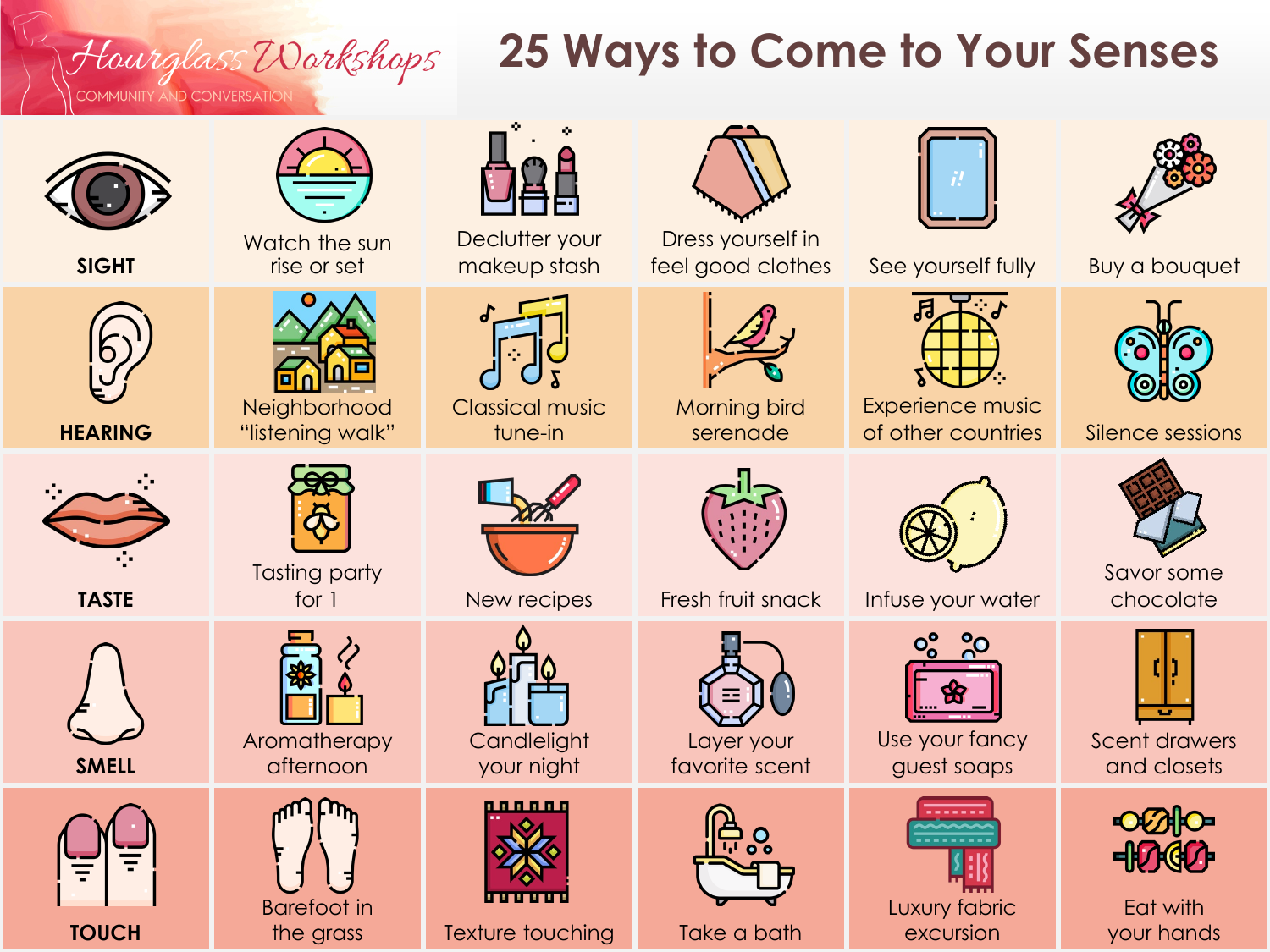Hourglass Workshops
COMMUNITY AND CONVERSATION

# 25 Ways to Come to Your Senses

| | | | | | |
|---|---|---|---|---|---|
| **SIGHT** | Watch the sun rise or set | Declutter your makeup stash | Dress yourself in feel good clothes | See yourself fully | Buy a bouquet |
| **HEARING** | Neighborhood "listening walk" | Classical music tune-in | Morning bird serenade | Experience music of other countries | Silence sessions |
| **TASTE** | Tasting party for 1 | New recipes | Fresh fruit snack | Infuse your water | Savor some chocolate |
| **SMELL** | Aromatherapy afternoon | Candlelight your night | Layer your favorite scent | Use your fancy guest soaps | Scent drawers and closets |
| **TOUCH** | Barefoot in the grass | Texture touching | Take a bath | Luxury fabric excursion | Eat with your hands |